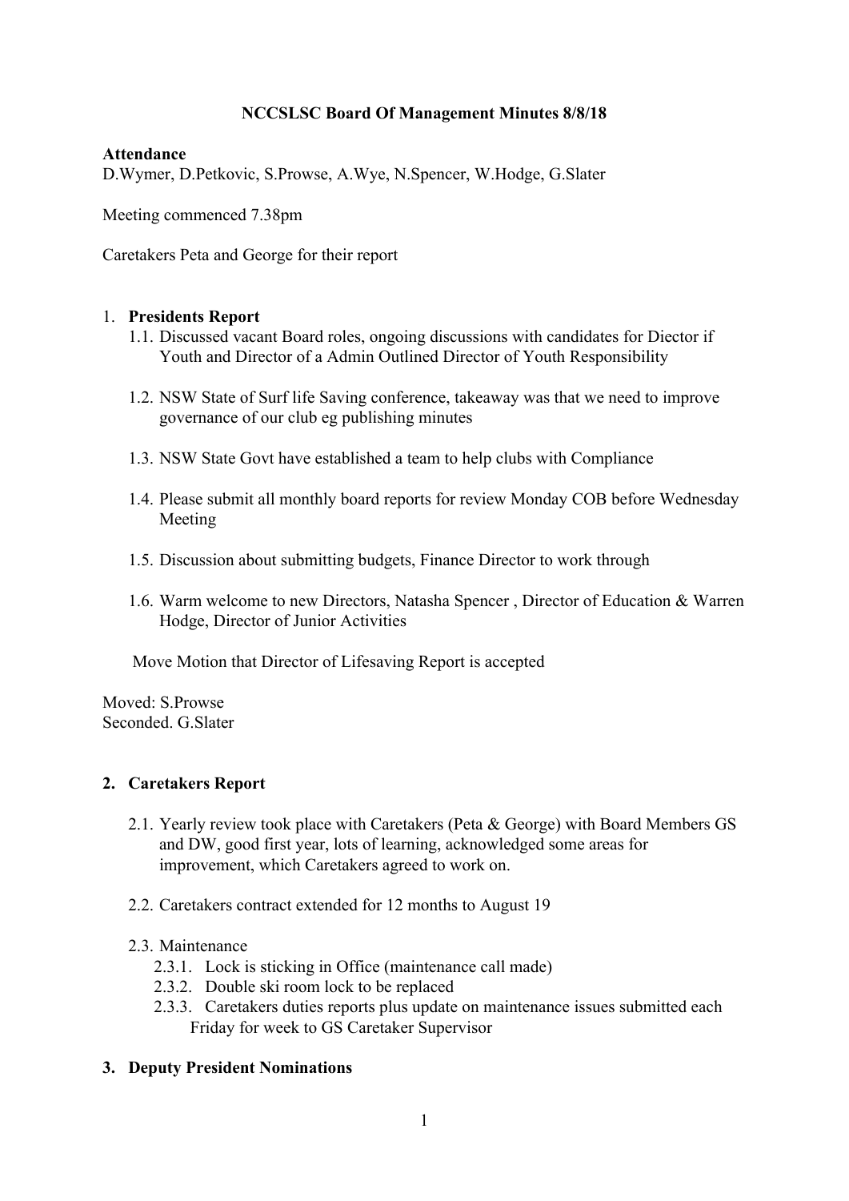**NCCSLSC Board Of Management Minutes 8/8/18**

**Attendance**
D.Wymer, D.Petkovic, S.Prowse, A.Wye, N.Spencer, W.Hodge, G.Slater

Meeting commenced 7.38pm

Caretakers Peta and George for their report

1. **Presidents Report**
   1.1. Discussed vacant Board roles, ongoing discussions with candidates for Diector if Youth and Director of a Admin Outlined Director of Youth Responsibility

   1.2. NSW State of Surf life Saving conference, takeaway was that we need to improve governance of our club eg publishing minutes

   1.3. NSW State Govt have established a team to help clubs with Compliance

   1.4. Please submit all monthly board reports for review Monday COB before Wednesday Meeting

   1.5. Discussion about submitting budgets, Finance Director to work through

   1.6. Warm welcome to new Directors, Natasha Spencer , Director of Education & Warren Hodge, Director of Junior Activities

   Move Motion that Director of Lifesaving Report is accepted

Moved: S.Prowse
Seconded. G.Slater

2. **Caretakers Report**

   2.1. Yearly review took place with Caretakers (Peta & George) with Board Members GS and DW, good first year, lots of learning, acknowledged some areas for improvement, which Caretakers agreed to work on.

   2.2. Caretakers contract extended for 12 months to August 19

   2.3. Maintenance
      2.3.1. Lock is sticking in Office (maintenance call made)
      2.3.2. Double ski room lock to be replaced
      2.3.3. Caretakers duties reports plus update on maintenance issues submitted each Friday for week to GS Caretaker Supervisor

3. **Deputy President Nominations**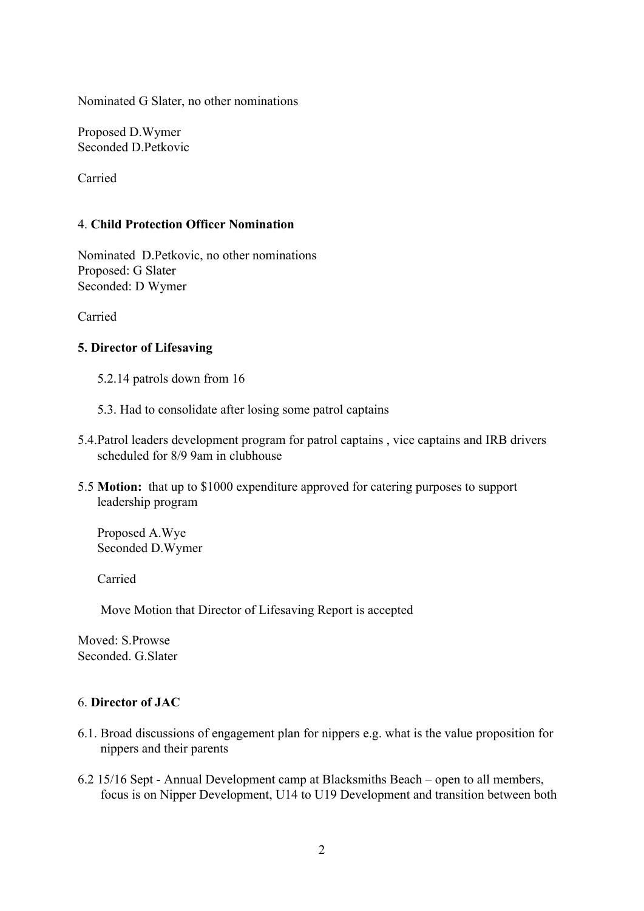Nominated G Slater, no other nominations

Proposed D.Wymer
Seconded D.Petkovic

Carried

4. **Child Protection Officer Nomination**

Nominated D.Petkovic, no other nominations
Proposed: G Slater
Seconded: D Wymer

Carried

**5. Director of Lifesaving**

5.2.14 patrols down from 16

5.3. Had to consolidate after losing some patrol captains

5.4.Patrol leaders development program for patrol captains , vice captains and IRB drivers scheduled for 8/9 9am in clubhouse

5.5 **Motion:** that up to $1000 expenditure approved for catering purposes to support leadership program

Proposed A.Wye
Seconded D.Wymer

Carried

Move Motion that Director of Lifesaving Report is accepted

Moved: S.Prowse
Seconded. G.Slater

6. **Director of JAC**

6.1. Broad discussions of engagement plan for nippers e.g. what is the value proposition for nippers and their parents

6.2 15/16 Sept - Annual Development camp at Blacksmiths Beach – open to all members, focus is on Nipper Development, U14 to U19 Development and transition between both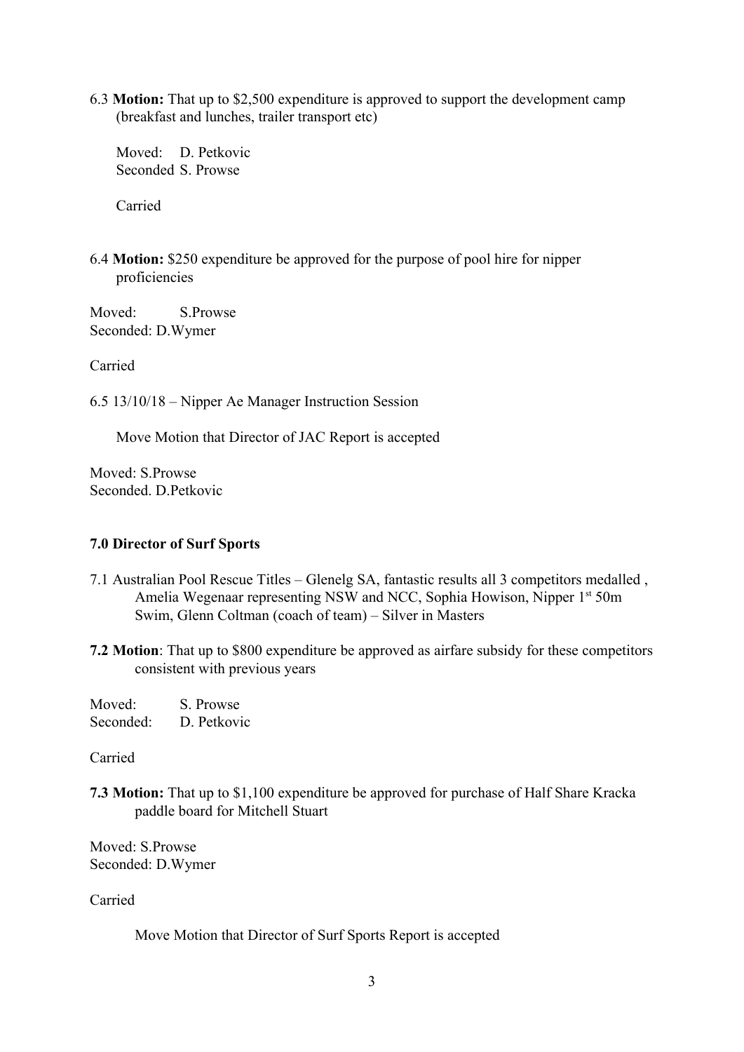6.3 **Motion:** That up to $2,500 expenditure is approved to support the development camp (breakfast and lunches, trailer transport etc)

Moved: D. Petkovic
Seconded S. Prowse

Carried

6.4 **Motion:** $250 expenditure be approved for the purpose of pool hire for nipper proficiencies

Moved: S.Prowse
Seconded: D.Wymer

Carried

6.5 13/10/18 – Nipper Ae Manager Instruction Session

Move Motion that Director of JAC Report is accepted

Moved: S.Prowse
Seconded. D.Petkovic

**7.0 Director of Surf Sports**

7.1 Australian Pool Rescue Titles – Glenelg SA, fantastic results all 3 competitors medalled , Amelia Wegenaar representing NSW and NCC, Sophia Howison, Nipper 1st 50m Swim, Glenn Coltman (coach of team) – Silver in Masters

**7.2 Motion**: That up to $800 expenditure be approved as airfare subsidy for these competitors consistent with previous years

Moved: S. Prowse
Seconded: D. Petkovic

Carried

**7.3 Motion:** That up to $1,100 expenditure be approved for purchase of Half Share Kracka paddle board for Mitchell Stuart

Moved: S.Prowse
Seconded: D.Wymer

Carried

Move Motion that Director of Surf Sports Report is accepted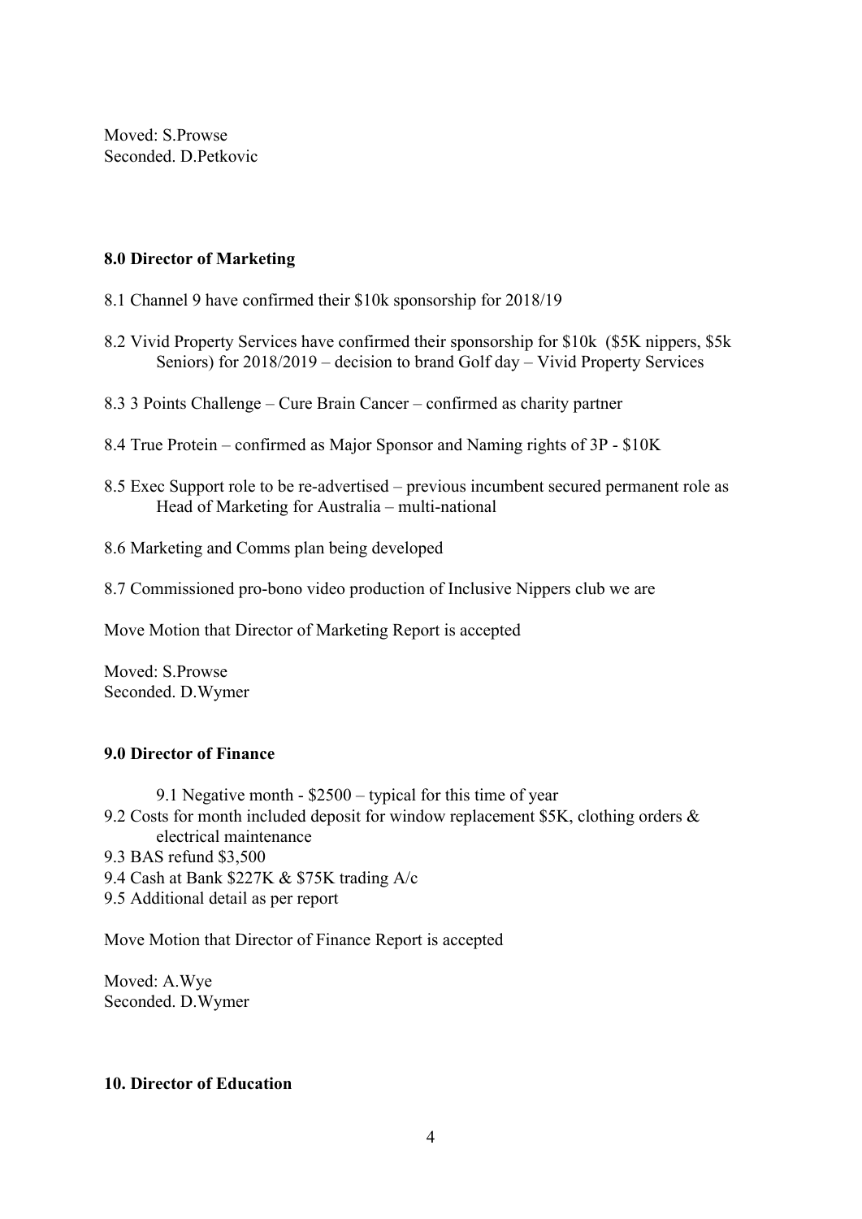Moved: S.Prowse
Seconded. D.Petkovic

**8.0 Director of Marketing**

8.1 Channel 9 have confirmed their $10k sponsorship for 2018/19

8.2 Vivid Property Services have confirmed their sponsorship for $10k ($5K nippers, $5k Seniors) for 2018/2019 – decision to brand Golf day – Vivid Property Services

8.3 3 Points Challenge – Cure Brain Cancer – confirmed as charity partner

8.4 True Protein – confirmed as Major Sponsor and Naming rights of 3P - $10K

8.5 Exec Support role to be re-advertised – previous incumbent secured permanent role as Head of Marketing for Australia – multi-national

8.6 Marketing and Comms plan being developed

8.7 Commissioned pro-bono video production of Inclusive Nippers club we are

Move Motion that Director of Marketing Report is accepted

Moved: S.Prowse
Seconded. D.Wymer

**9.0 Director of Finance**

9.1 Negative month - $2500 – typical for this time of year
9.2 Costs for month included deposit for window replacement $5K, clothing orders & electrical maintenance
9.3 BAS refund $3,500
9.4 Cash at Bank $227K & $75K trading A/c
9.5 Additional detail as per report

Move Motion that Director of Finance Report is accepted

Moved: A.Wye
Seconded. D.Wymer

**10. Director of Education**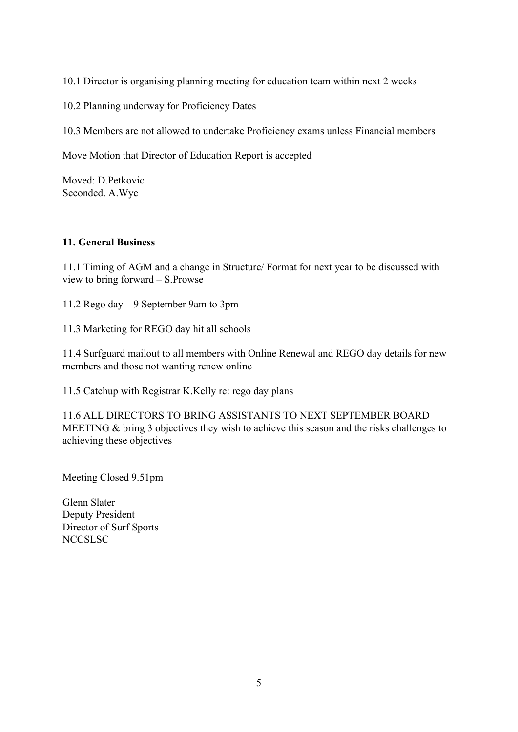10.1 Director is organising planning meeting for education team within next 2 weeks

10.2 Planning underway for Proficiency Dates

10.3 Members are not allowed to undertake Proficiency exams unless Financial members

Move Motion that Director of Education Report is accepted

Moved: D.Petkovic
Seconded. A.Wye

**11. General Business**

11.1 Timing of AGM and a change in Structure/ Format for next year to be discussed with view to bring forward – S.Prowse

11.2 Rego day – 9 September 9am to 3pm

11.3 Marketing for REGO day hit all schools

11.4 Surfguard mailout to all members with Online Renewal and REGO day details for new members and those not wanting renew online

11.5 Catchup with Registrar K.Kelly re: rego day plans

11.6 ALL DIRECTORS TO BRING ASSISTANTS TO NEXT SEPTEMBER BOARD MEETING & bring 3 objectives they wish to achieve this season and the risks challenges to achieving these objectives

Meeting Closed 9.51pm

Glenn Slater
Deputy President
Director of Surf Sports
NCCSLSC